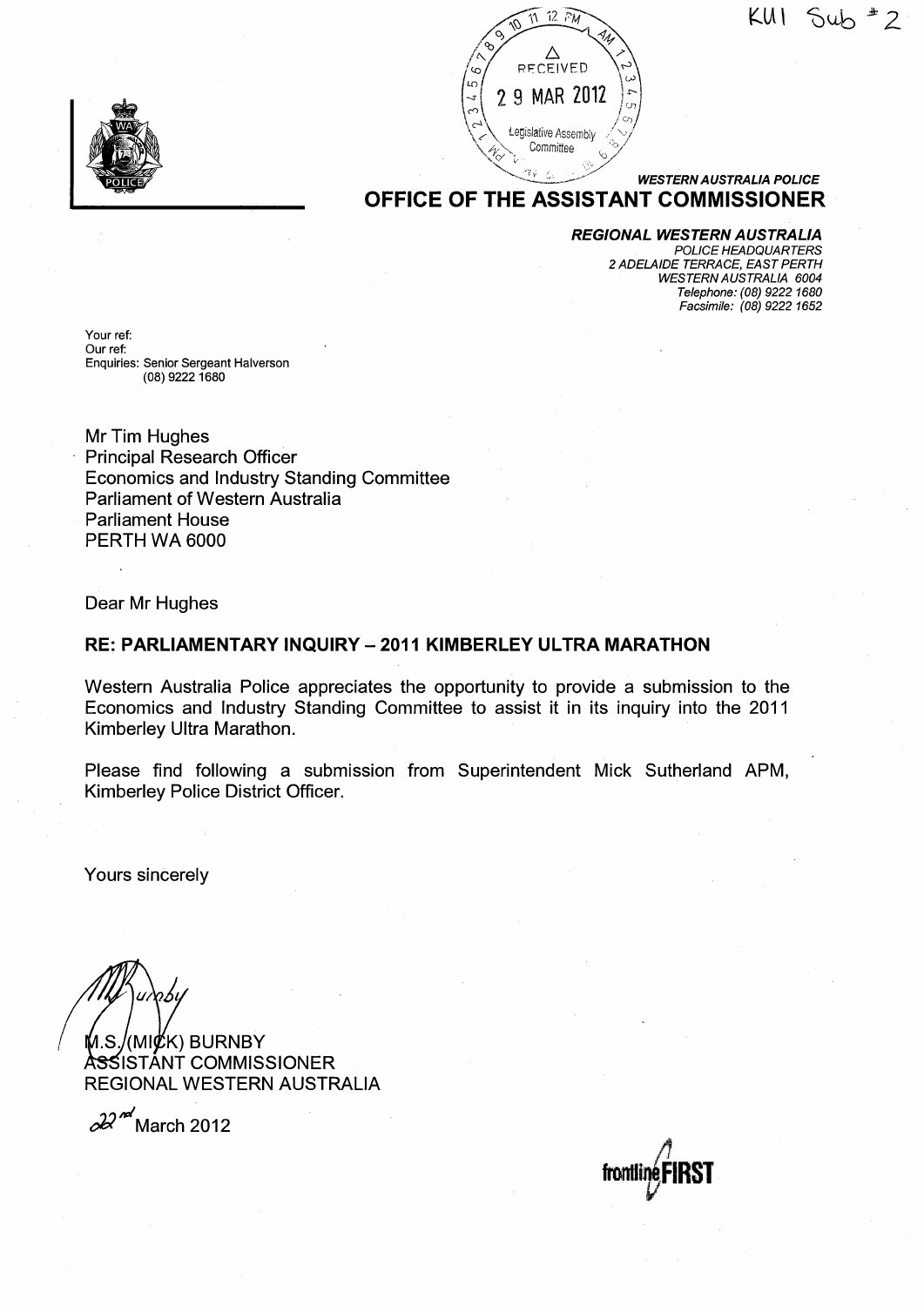KUI Sub # 2

RECEIVED
29 MAR 2012
Legislative Assembly Committee

*WESTERN AUSTRALIA POLICE*

# OFFICE OF THE ASSISTANT COMMISSIONER

***REGIONAL WESTERN AUSTRALIA***

*POLICE HEADQUARTERS*
*2 ADELAIDE TERRACE, EAST PERTH*
*WESTERN AUSTRALIA 6004*
*Telephone: (08) 9222 1680*
*Facsimile: (08) 9222 1652*

Your ref:
Our ref:
Enquiries: Senior Sergeant Halverson
(08) 9222 1680

Mr Tim Hughes
Principal Research Officer
Economics and Industry Standing Committee
Parliament of Western Australia
Parliament House
PERTH WA 6000

Dear Mr Hughes

**RE: PARLIAMENTARY INQUIRY – 2011 KIMBERLEY ULTRA MARATHON**

Western Australia Police appreciates the opportunity to provide a submission to the Economics and Industry Standing Committee to assist it in its inquiry into the 2011 Kimberley Ultra Marathon.

Please find following a submission from Superintendent Mick Sutherland APM, Kimberley Police District Officer.

Yours sincerely

M.S. (MICK) BURNBY
ASSISTANT COMMISSIONER
REGIONAL WESTERN AUSTRALIA

22nd March 2012

frontlineFIRST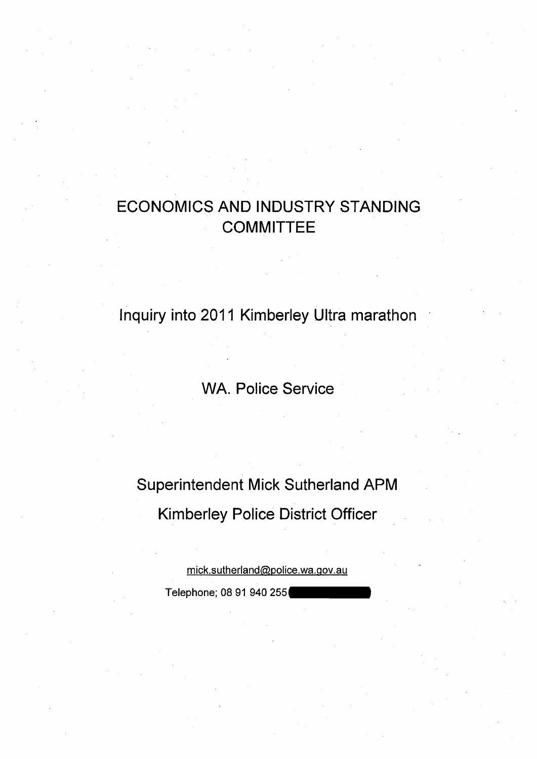# ECONOMICS AND INDUSTRY STANDING COMMITTEE

## Inquiry into 2011 Kimberley Ultra marathon

## WA. Police Service

## Superintendent Mick Sutherland APM

## Kimberley Police District Officer

mick.sutherland@police.wa.gov.au

Telephone; 08 91 940 255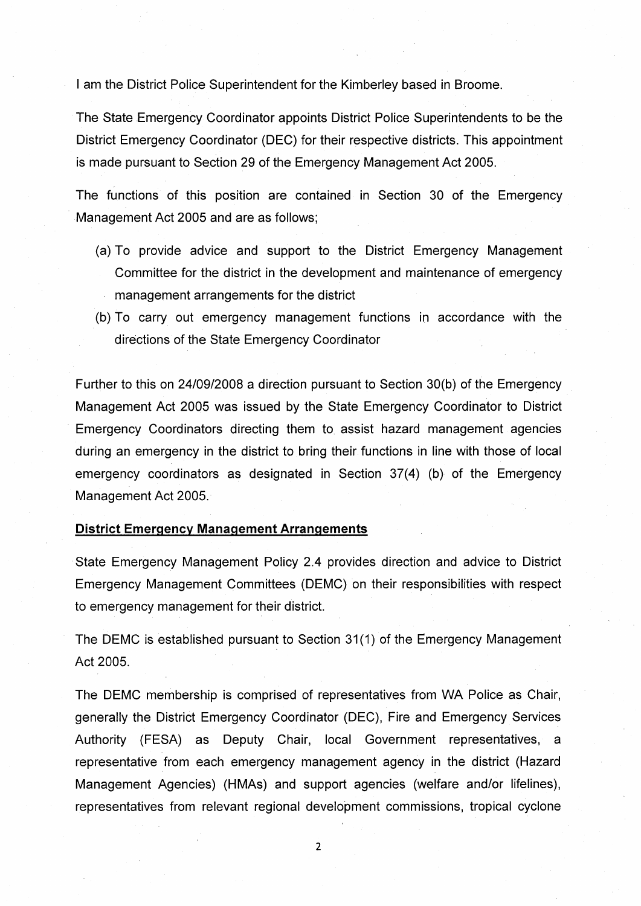I am the District Police Superintendent for the Kimberley based in Broome.

The State Emergency Coordinator appoints District Police Superintendents to be the District Emergency Coordinator (DEC) for their respective districts. This appointment is made pursuant to Section 29 of the Emergency Management Act 2005.

The functions of this position are contained in Section 30 of the Emergency Management Act 2005 and are as follows;

(a) To provide advice and support to the District Emergency Management Committee for the district in the development and maintenance of emergency management arrangements for the district

(b) To carry out emergency management functions in accordance with the directions of the State Emergency Coordinator

Further to this on 24/09/2008 a direction pursuant to Section 30(b) of the Emergency Management Act 2005 was issued by the State Emergency Coordinator to District Emergency Coordinators directing them to assist hazard management agencies during an emergency in the district to bring their functions in line with those of local emergency coordinators as designated in Section 37(4) (b) of the Emergency Management Act 2005.

**District Emergency Management Arrangements**

State Emergency Management Policy 2.4 provides direction and advice to District Emergency Management Committees (DEMC) on their responsibilities with respect to emergency management for their district.

The DEMC is established pursuant to Section 31(1) of the Emergency Management Act 2005.

The DEMC membership is comprised of representatives from WA Police as Chair, generally the District Emergency Coordinator (DEC), Fire and Emergency Services Authority (FESA) as Deputy Chair, local Government representatives, a representative from each emergency management agency in the district (Hazard Management Agencies) (HMAs) and support agencies (welfare and/or lifelines), representatives from relevant regional development commissions, tropical cyclone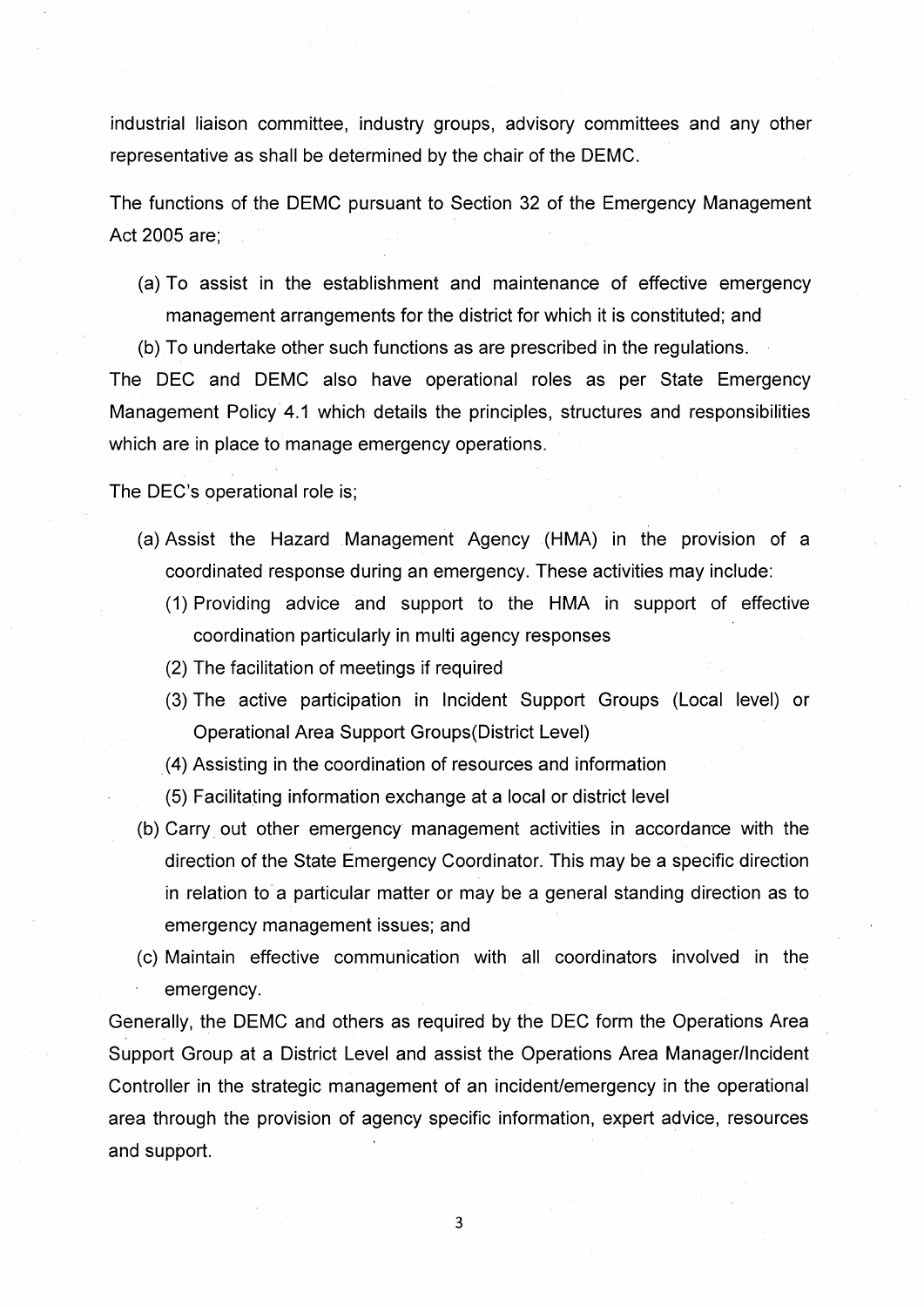industrial liaison committee, industry groups, advisory committees and any other representative as shall be determined by the chair of the DEMC.

The functions of the DEMC pursuant to Section 32 of the Emergency Management Act 2005 are;

(a) To assist in the establishment and maintenance of effective emergency management arrangements for the district for which it is constituted; and

(b) To undertake other such functions as are prescribed in the regulations.

The DEC and DEMC also have operational roles as per State Emergency Management Policy 4.1 which details the principles, structures and responsibilities which are in place to manage emergency operations.

The DEC's operational role is;

(a) Assist the Hazard Management Agency (HMA) in the provision of a coordinated response during an emergency. These activities may include:
   (1) Providing advice and support to the HMA in support of effective coordination particularly in multi agency responses
   (2) The facilitation of meetings if required
   (3) The active participation in Incident Support Groups (Local level) or Operational Area Support Groups(District Level)
   (4) Assisting in the coordination of resources and information
   (5) Facilitating information exchange at a local or district level

(b) Carry out other emergency management activities in accordance with the direction of the State Emergency Coordinator. This may be a specific direction in relation to a particular matter or may be a general standing direction as to emergency management issues; and

(c) Maintain effective communication with all coordinators involved in the emergency.

Generally, the DEMC and others as required by the DEC form the Operations Area Support Group at a District Level and assist the Operations Area Manager/Incident Controller in the strategic management of an incident/emergency in the operational area through the provision of agency specific information, expert advice, resources and support.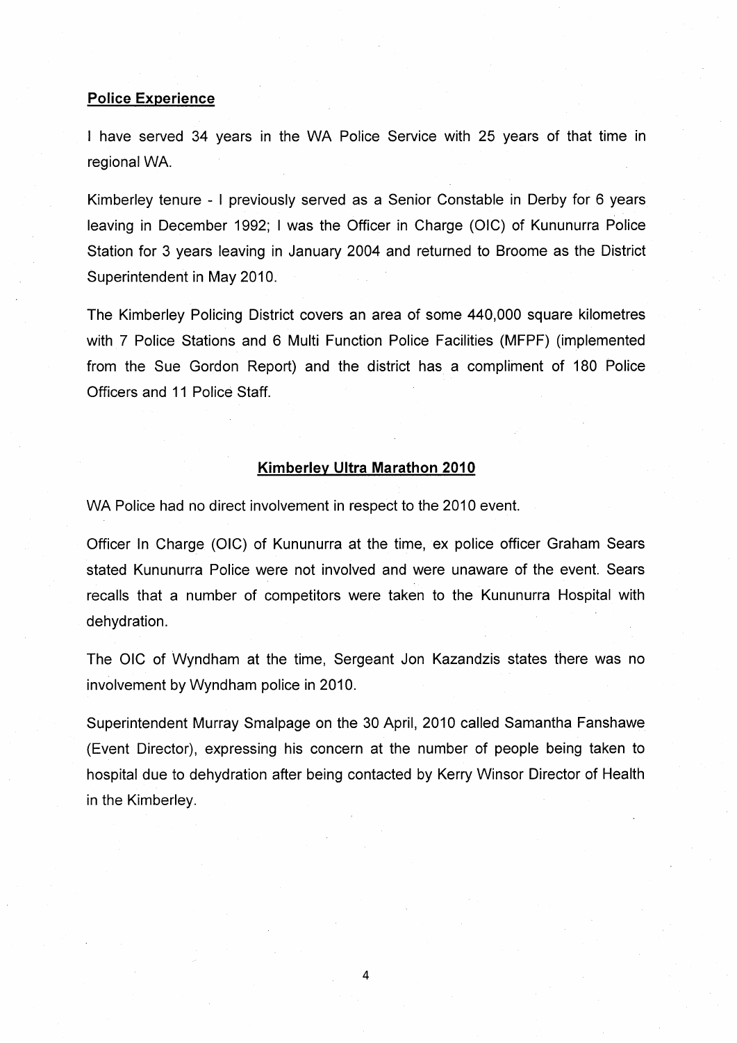**Police Experience**

I have served 34 years in the WA Police Service with 25 years of that time in regional WA.

Kimberley tenure - I previously served as a Senior Constable in Derby for 6 years leaving in December 1992; I was the Officer in Charge (OIC) of Kununurra Police Station for 3 years leaving in January 2004 and returned to Broome as the District Superintendent in May 2010.

The Kimberley Policing District covers an area of some 440,000 square kilometres with 7 Police Stations and 6 Multi Function Police Facilities (MFPF) (implemented from the Sue Gordon Report) and the district has a compliment of 180 Police Officers and 11 Police Staff.

**Kimberley Ultra Marathon 2010**

WA Police had no direct involvement in respect to the 2010 event.

Officer In Charge (OIC) of Kununurra at the time, ex police officer Graham Sears stated Kununurra Police were not involved and were unaware of the event. Sears recalls that a number of competitors were taken to the Kununurra Hospital with dehydration.

The OIC of Wyndham at the time, Sergeant Jon Kazandzis states there was no involvement by Wyndham police in 2010.

Superintendent Murray Smalpage on the 30 April, 2010 called Samantha Fanshawe (Event Director), expressing his concern at the number of people being taken to hospital due to dehydration after being contacted by Kerry Winsor Director of Health in the Kimberley.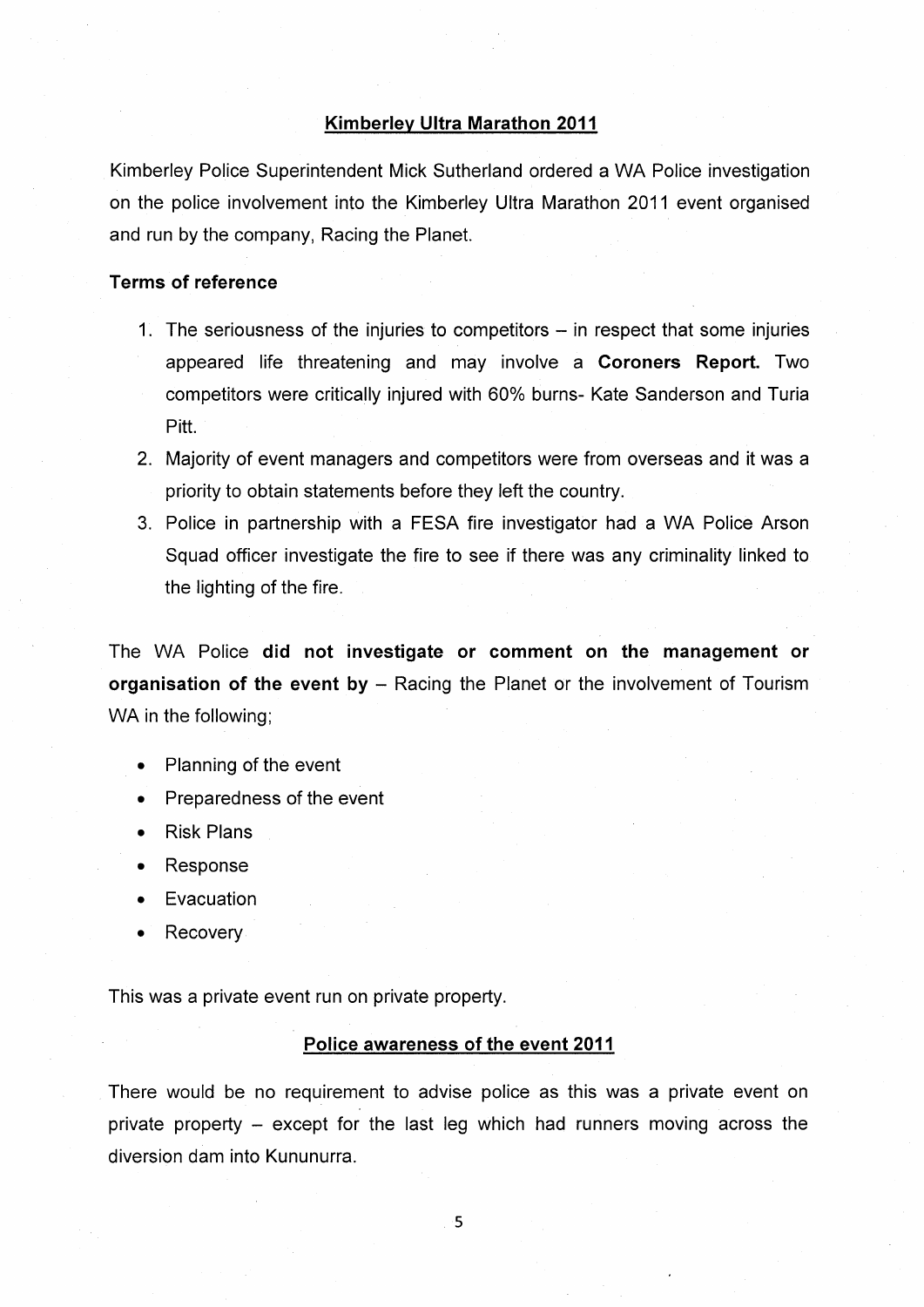## Kimberley Ultra Marathon 2011

Kimberley Police Superintendent Mick Sutherland ordered a WA Police investigation on the police involvement into the Kimberley Ultra Marathon 2011 event organised and run by the company, Racing the Planet.

### Terms of reference

1. The seriousness of the injuries to competitors – in respect that some injuries appeared life threatening and may involve a **Coroners Report.** Two competitors were critically injured with 60% burns- Kate Sanderson and Turia Pitt.
2. Majority of event managers and competitors were from overseas and it was a priority to obtain statements before they left the country.
3. Police in partnership with a FESA fire investigator had a WA Police Arson Squad officer investigate the fire to see if there was any criminality linked to the lighting of the fire.

The WA Police **did not investigate or comment on the management or organisation of the event by** – Racing the Planet or the involvement of Tourism WA in the following;

- Planning of the event
- Preparedness of the event
- Risk Plans
- Response
- Evacuation
- Recovery

This was a private event run on private property.

## Police awareness of the event 2011

There would be no requirement to advise police as this was a private event on private property – except for the last leg which had runners moving across the diversion dam into Kununurra.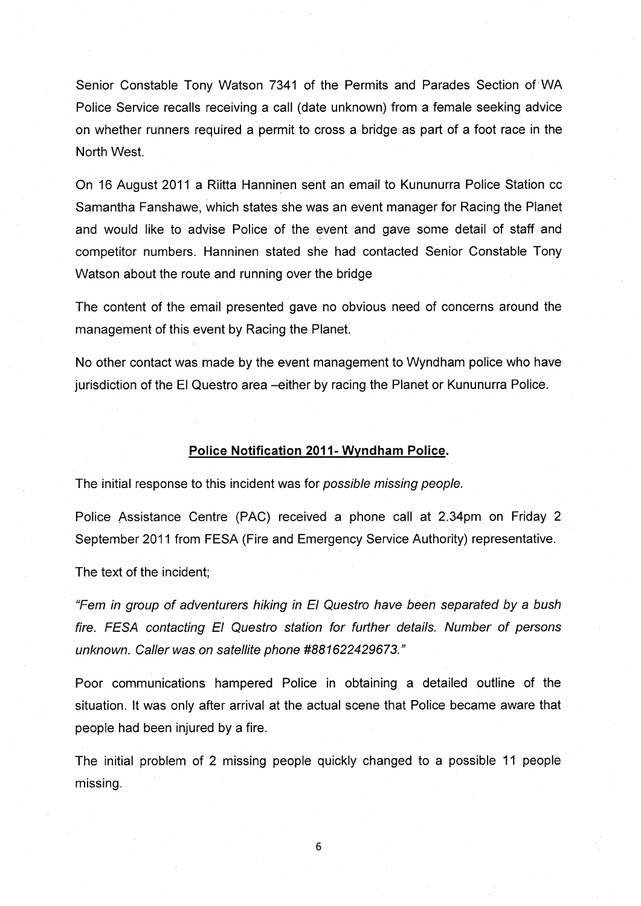Senior Constable Tony Watson 7341 of the Permits and Parades Section of WA Police Service recalls receiving a call (date unknown) from a female seeking advice on whether runners required a permit to cross a bridge as part of a foot race in the North West.

On 16 August 2011 a Riitta Hanninen sent an email to Kununurra Police Station cc Samantha Fanshawe, which states she was an event manager for Racing the Planet and would like to advise Police of the event and gave some detail of staff and competitor numbers. Hanninen stated she had contacted Senior Constable Tony Watson about the route and running over the bridge

The content of the email presented gave no obvious need of concerns around the management of this event by Racing the Planet.

No other contact was made by the event management to Wyndham police who have jurisdiction of the El Questro area –either by racing the Planet or Kununurra Police.

## Police Notification 2011- Wyndham Police.

The initial response to this incident was for *possible missing people.*

Police Assistance Centre (PAC) received a phone call at 2.34pm on Friday 2 September 2011 from FESA (Fire and Emergency Service Authority) representative.

The text of the incident;

*"Fem in group of adventurers hiking in El Questro have been separated by a bush fire. FESA contacting El Questro station for further details. Number of persons unknown. Caller was on satellite phone #881622429673."*

Poor communications hampered Police in obtaining a detailed outline of the situation. It was only after arrival at the actual scene that Police became aware that people had been injured by a fire.

The initial problem of 2 missing people quickly changed to a possible 11 people missing.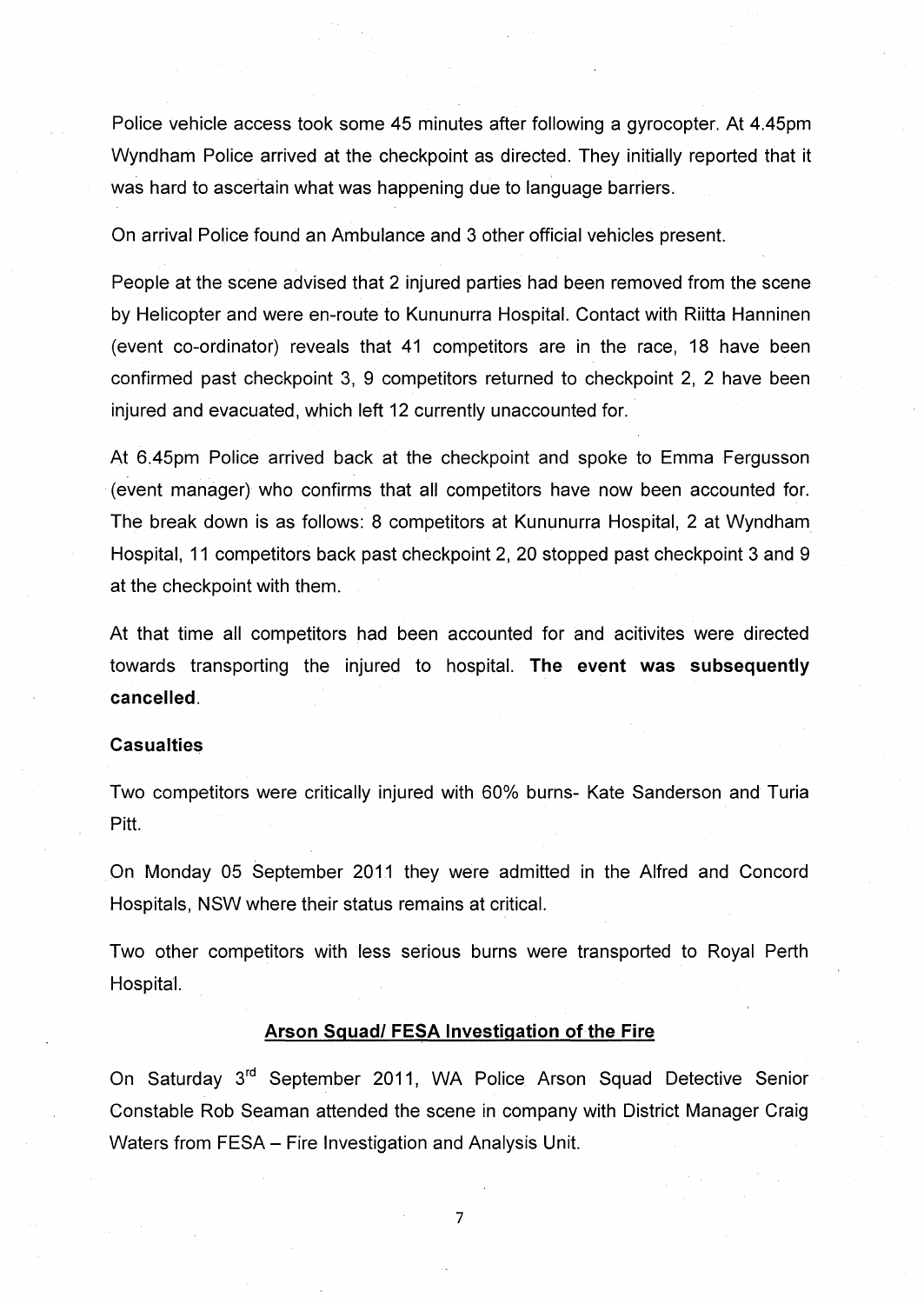Police vehicle access took some 45 minutes after following a gyrocopter. At 4.45pm Wyndham Police arrived at the checkpoint as directed. They initially reported that it was hard to ascertain what was happening due to language barriers.

On arrival Police found an Ambulance and 3 other official vehicles present.

People at the scene advised that 2 injured parties had been removed from the scene by Helicopter and were en-route to Kununurra Hospital. Contact with Riitta Hanninen (event co-ordinator) reveals that 41 competitors are in the race, 18 have been confirmed past checkpoint 3, 9 competitors returned to checkpoint 2, 2 have been injured and evacuated, which left 12 currently unaccounted for.

At 6.45pm Police arrived back at the checkpoint and spoke to Emma Fergusson (event manager) who confirms that all competitors have now been accounted for. The break down is as follows: 8 competitors at Kununurra Hospital, 2 at Wyndham Hospital, 11 competitors back past checkpoint 2, 20 stopped past checkpoint 3 and 9 at the checkpoint with them.

At that time all competitors had been accounted for and acitivites were directed towards transporting the injured to hospital. **The event was subsequently cancelled**.

**Casualties**

Two competitors were critically injured with 60% burns- Kate Sanderson and Turia Pitt.

On Monday 05 September 2011 they were admitted in the Alfred and Concord Hospitals, NSW where their status remains at critical.

Two other competitors with less serious burns were transported to Royal Perth Hospital.

**Arson Squad/ FESA Investigation of the Fire**

On Saturday 3rd September 2011, WA Police Arson Squad Detective Senior Constable Rob Seaman attended the scene in company with District Manager Craig Waters from FESA – Fire Investigation and Analysis Unit.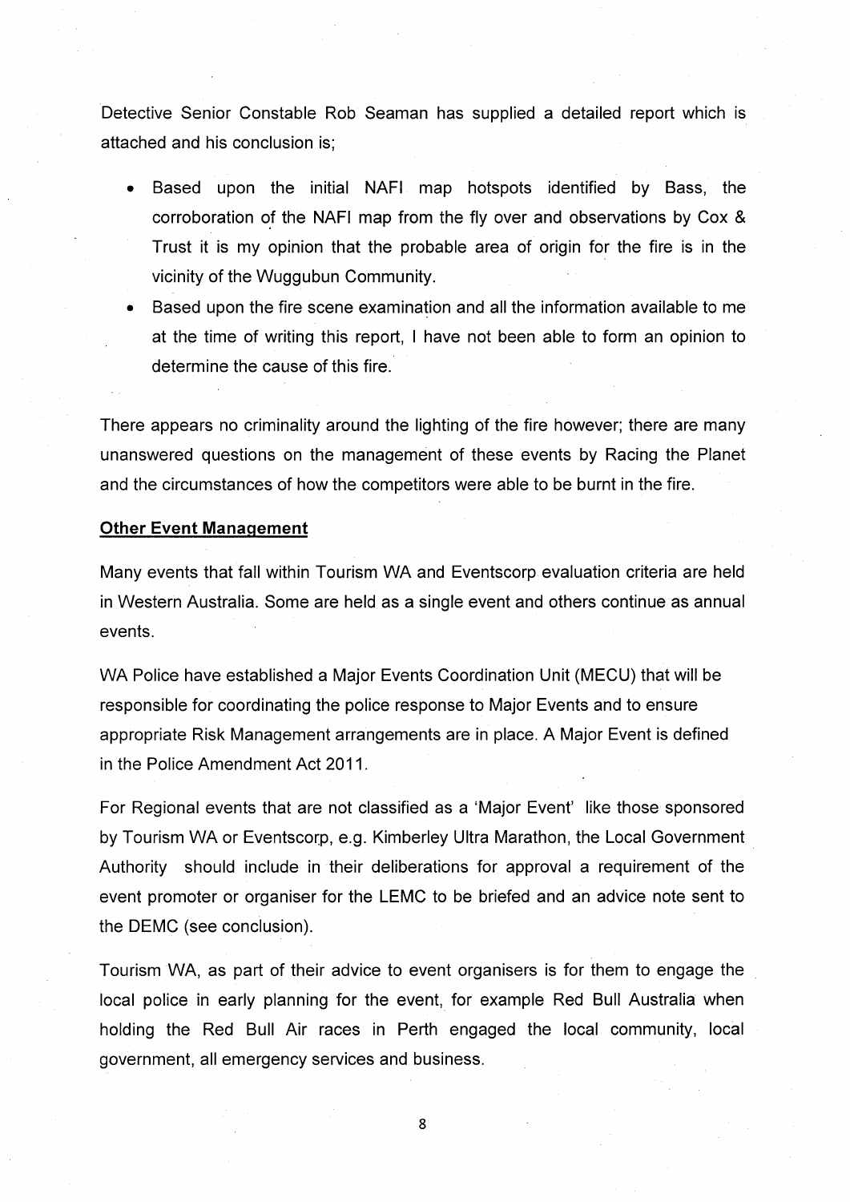Detective Senior Constable Rob Seaman has supplied a detailed report which is attached and his conclusion is;

- Based upon the initial NAFI map hotspots identified by Bass, the corroboration of the NAFI map from the fly over and observations by Cox & Trust it is my opinion that the probable area of origin for the fire is in the vicinity of the Wuggubun Community.
- Based upon the fire scene examination and all the information available to me at the time of writing this report, I have not been able to form an opinion to determine the cause of this fire.

There appears no criminality around the lighting of the fire however; there are many unanswered questions on the management of these events by Racing the Planet and the circumstances of how the competitors were able to be burnt in the fire.

**Other Event Management**

Many events that fall within Tourism WA and Eventscorp evaluation criteria are held in Western Australia. Some are held as a single event and others continue as annual events.

WA Police have established a Major Events Coordination Unit (MECU) that will be responsible for coordinating the police response to Major Events and to ensure appropriate Risk Management arrangements are in place. A Major Event is defined in the Police Amendment Act 2011.

For Regional events that are not classified as a 'Major Event' like those sponsored by Tourism WA or Eventscorp, e.g. Kimberley Ultra Marathon, the Local Government Authority should include in their deliberations for approval a requirement of the event promoter or organiser for the LEMC to be briefed and an advice note sent to the DEMC (see conclusion).

Tourism WA, as part of their advice to event organisers is for them to engage the local police in early planning for the event, for example Red Bull Australia when holding the Red Bull Air races in Perth engaged the local community, local government, all emergency services and business.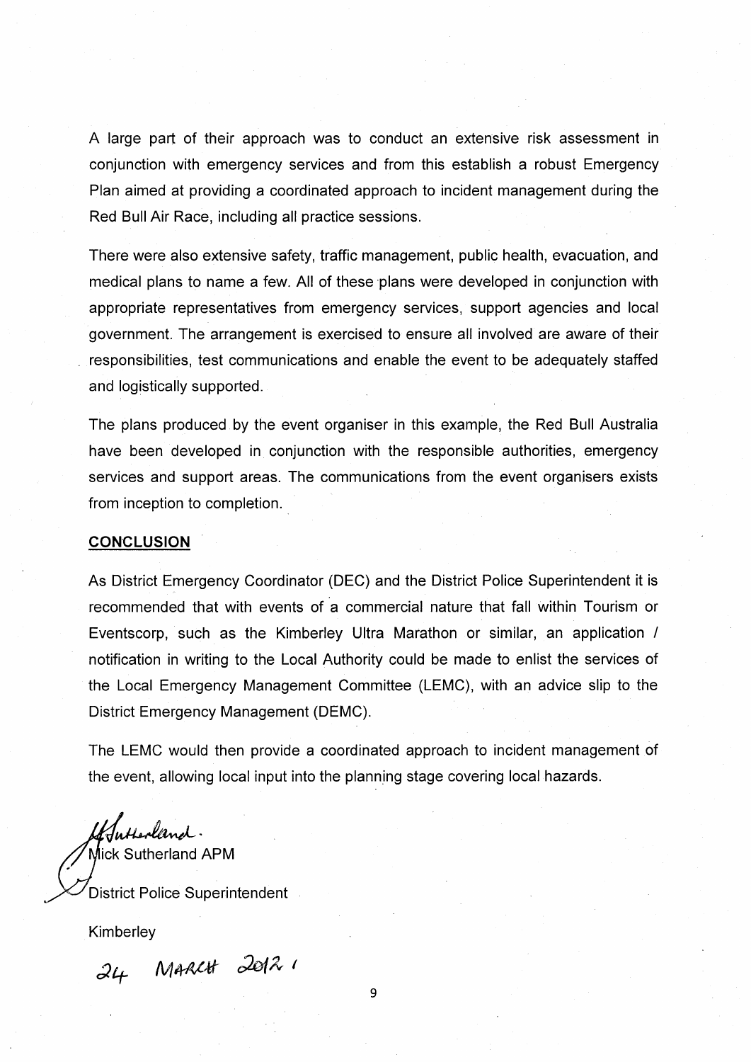A large part of their approach was to conduct an extensive risk assessment in conjunction with emergency services and from this establish a robust Emergency Plan aimed at providing a coordinated approach to incident management during the Red Bull Air Race, including all practice sessions.

There were also extensive safety, traffic management, public health, evacuation, and medical plans to name a few. All of these plans were developed in conjunction with appropriate representatives from emergency services, support agencies and local government. The arrangement is exercised to ensure all involved are aware of their responsibilities, test communications and enable the event to be adequately staffed and logistically supported.

The plans produced by the event organiser in this example, the Red Bull Australia have been developed in conjunction with the responsible authorities, emergency services and support areas. The communications from the event organisers exists from inception to completion.

## CONCLUSION

As District Emergency Coordinator (DEC) and the District Police Superintendent it is recommended that with events of a commercial nature that fall within Tourism or Eventscorp, such as the Kimberley Ultra Marathon or similar, an application / notification in writing to the Local Authority could be made to enlist the services of the Local Emergency Management Committee (LEMC), with an advice slip to the District Emergency Management (DEMC).

The LEMC would then provide a coordinated approach to incident management of the event, allowing local input into the planning stage covering local hazards.

M Sutherland.

Mick Sutherland APM

District Police Superintendent

Kimberley

24 MARCH 2012